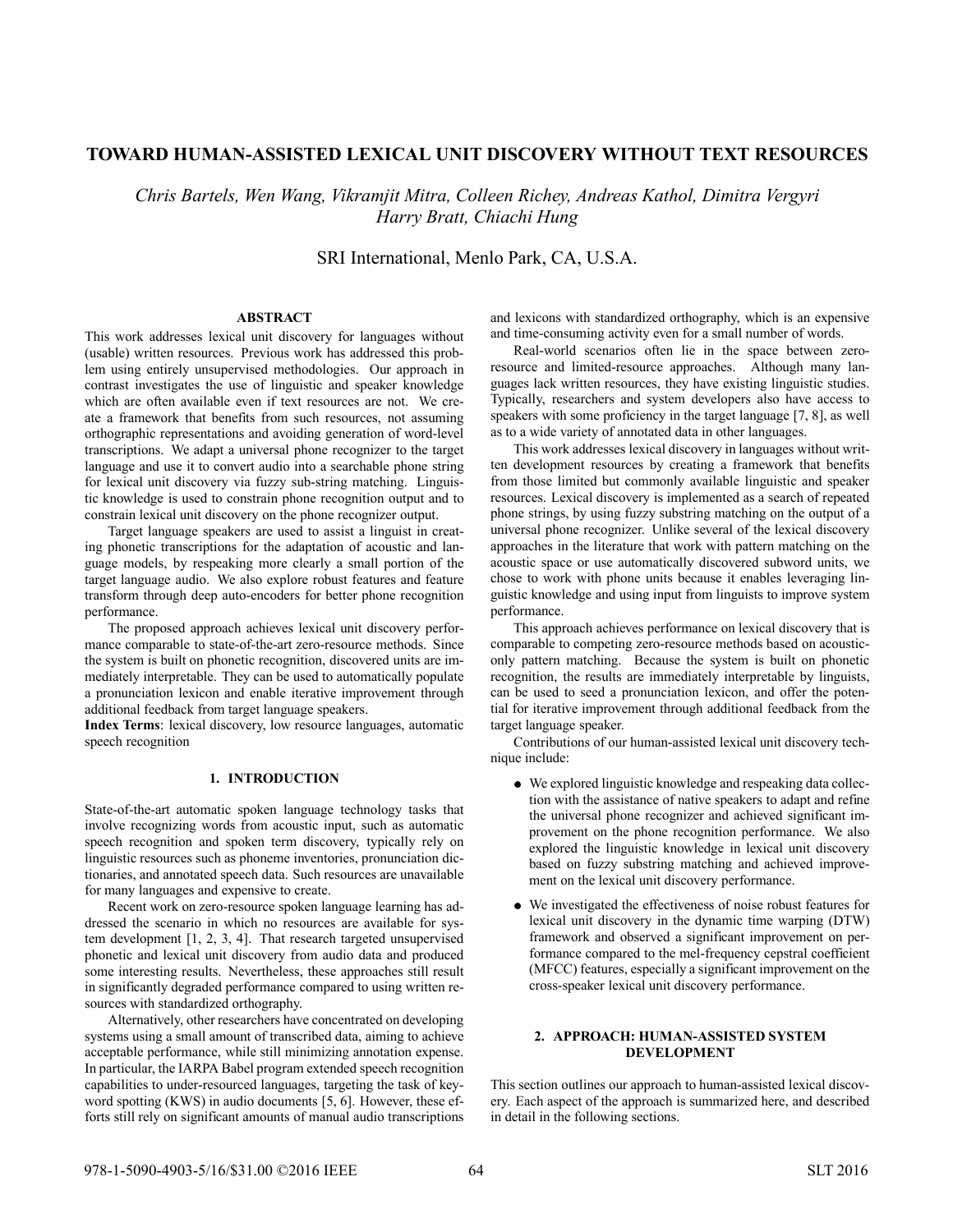# TOWARD HUMAN-ASSISTED LEXICAL UNIT DISCOVERY WITHOUT TEXT RESOURCES

*Chris Bartels, Wen Wang, Vikramjit Mitra, Colleen Richey, Andreas Kathol, Dimitra Vergyri Harry Bratt, Chiachi Hung*

SRI International, Menlo Park, CA, U.S.A.

## ABSTRACT

This work addresses lexical unit discovery for languages without (usable) written resources. Previous work has addressed this problem using entirely unsupervised methodologies. Our approach in contrast investigates the use of linguistic and speaker knowledge which are often available even if text resources are not. We create a framework that benefits from such resources, not assuming orthographic representations and avoiding generation of word-level transcriptions. We adapt a universal phone recognizer to the target language and use it to convert audio into a searchable phone string for lexical unit discovery via fuzzy sub-string matching. Linguistic knowledge is used to constrain phone recognition output and to constrain lexical unit discovery on the phone recognizer output.

Target language speakers are used to assist a linguist in creating phonetic transcriptions for the adaptation of acoustic and language models, by respeaking more clearly a small portion of the target language audio. We also explore robust features and feature transform through deep auto-encoders for better phone recognition performance.

The proposed approach achieves lexical unit discovery performance comparable to state-of-the-art zero-resource methods. Since the system is built on phonetic recognition, discovered units are immediately interpretable. They can be used to automatically populate a pronunciation lexicon and enable iterative improvement through additional feedback from target language speakers.

**Index Terms**: lexical discovery, low resource languages, automatic speech recognition

## 1. INTRODUCTION

State-of-the-art automatic spoken language technology tasks that involve recognizing words from acoustic input, such as automatic speech recognition and spoken term discovery, typically rely on linguistic resources such as phoneme inventories, pronunciation dictionaries, and annotated speech data. Such resources are unavailable for many languages and expensive to create.

Recent work on zero-resource spoken language learning has addressed the scenario in which no resources are available for system development [1, 2, 3, 4]. That research targeted unsupervised phonetic and lexical unit discovery from audio data and produced some interesting results. Nevertheless, these approaches still result in significantly degraded performance compared to using written resources with standardized orthography.

Alternatively, other researchers have concentrated on developing systems using a small amount of transcribed data, aiming to achieve acceptable performance, while still minimizing annotation expense. In particular, the IARPA Babel program extended speech recognition capabilities to under-resourced languages, targeting the task of keyword spotting (KWS) in audio documents [5, 6]. However, these efforts still rely on significant amounts of manual audio transcriptions and lexicons with standardized orthography, which is an expensive and time-consuming activity even for a small number of words.

Real-world scenarios often lie in the space between zero-resource and limited-resource approaches. Although many languages lack written resources, they have existing linguistic studies. Typically, researchers and system developers also have access to speakers with some proficiency in the target language [7, 8], as well as to a wide variety of annotated data in other languages.

This work addresses lexical discovery in languages without written development resources by creating a framework that benefits from those limited but commonly available linguistic and speaker resources. Lexical discovery is implemented as a search of repeated phone strings, by using fuzzy substring matching on the output of a universal phone recognizer. Unlike several of the lexical discovery approaches in the literature that work with pattern matching on the acoustic space or use automatically discovered subword units, we chose to work with phone units because it enables leveraging linguistic knowledge and using input from linguists to improve system performance.

This approach achieves performance on lexical discovery that is comparable to competing zero-resource methods based on acoustic-only pattern matching. Because the system is built on phonetic recognition, the results are immediately interpretable by linguists, can be used to seed a pronunciation lexicon, and offer the potential for iterative improvement through additional feedback from the target language speaker.

Contributions of our human-assisted lexical unit discovery technique include:

- We explored linguistic knowledge and respeaking data collection with the assistance of native speakers to adapt and refine the universal phone recognizer and achieved significant improvement on the phone recognition performance. We also explored the linguistic knowledge in lexical unit discovery based on fuzzy substring matching and achieved improvement on the lexical unit discovery performance.
- We investigated the effectiveness of noise robust features for lexical unit discovery in the dynamic time warping (DTW) framework and observed a significant improvement on performance compared to the mel-frequency cepstral coefficient (MFCC) features, especially a significant improvement on the cross-speaker lexical unit discovery performance.

## 2. APPROACH: HUMAN-ASSISTED SYSTEM DEVELOPMENT

This section outlines our approach to human-assisted lexical discovery. Each aspect of the approach is summarized here, and described in detail in the following sections.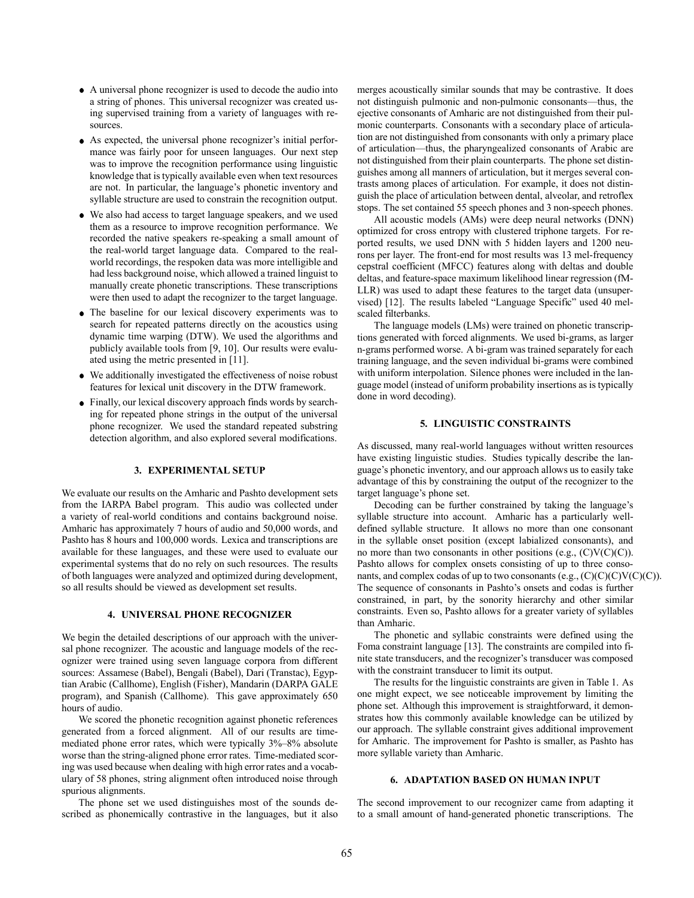- A universal phone recognizer is used to decode the audio into a string of phones. This universal recognizer was created using supervised training from a variety of languages with resources.
- As expected, the universal phone recognizer's initial performance was fairly poor for unseen languages. Our next step was to improve the recognition performance using linguistic knowledge that is typically available even when text resources are not. In particular, the language's phonetic inventory and syllable structure are used to constrain the recognition output.
- We also had access to target language speakers, and we used them as a resource to improve recognition performance. We recorded the native speakers re-speaking a small amount of the real-world target language data. Compared to the real-world recordings, the respoken data was more intelligible and had less background noise, which allowed a trained linguist to manually create phonetic transcriptions. These transcriptions were then used to adapt the recognizer to the target language.
- The baseline for our lexical discovery experiments was to search for repeated patterns directly on the acoustics using dynamic time warping (DTW). We used the algorithms and publicly available tools from [9, 10]. Our results were evaluated using the metric presented in [11].
- We additionally investigated the effectiveness of noise robust features for lexical unit discovery in the DTW framework.
- Finally, our lexical discovery approach finds words by searching for repeated phone strings in the output of the universal phone recognizer. We used the standard repeated substring detection algorithm, and also explored several modifications.

## 3. EXPERIMENTAL SETUP

We evaluate our results on the Amharic and Pashto development sets from the IARPA Babel program. This audio was collected under a variety of real-world conditions and contains background noise. Amharic has approximately 7 hours of audio and 50,000 words, and Pashto has 8 hours and 100,000 words. Lexica and transcriptions are available for these languages, and these were used to evaluate our experimental systems that do no rely on such resources. The results of both languages were analyzed and optimized during development, so all results should be viewed as development set results.

## 4. UNIVERSAL PHONE RECOGNIZER

We begin the detailed descriptions of our approach with the universal phone recognizer. The acoustic and language models of the recognizer were trained using seven language corpora from different sources: Assamese (Babel), Bengali (Babel), Dari (Transtac), Egyptian Arabic (Callhome), English (Fisher), Mandarin (DARPA GALE program), and Spanish (Callhome). This gave approximately 650 hours of audio.

We scored the phonetic recognition against phonetic references generated from a forced alignment. All of our results are time-mediated phone error rates, which were typically 3%–8% absolute worse than the string-aligned phone error rates. Time-mediated scoring was used because when dealing with high error rates and a vocabulary of 58 phones, string alignment often introduced noise through spurious alignments.

The phone set we used distinguishes most of the sounds described as phonemically contrastive in the languages, but it also merges acoustically similar sounds that may be contrastive. It does not distinguish pulmonic and non-pulmonic consonants—thus, the ejective consonants of Amharic are not distinguished from their pulmonic counterparts. Consonants with a secondary place of articulation are not distinguished from consonants with only a primary place of articulation—thus, the pharyngealized consonants of Arabic are not distinguished from their plain counterparts. The phone set distinguishes among all manners of articulation, but it merges several contrasts among places of articulation. For example, it does not distinguish the place of articulation between dental, alveolar, and retroflex stops. The set contained 55 speech phones and 3 non-speech phones.

All acoustic models (AMs) were deep neural networks (DNN) optimized for cross entropy with clustered triphone targets. For reported results, we used DNN with 5 hidden layers and 1200 neurons per layer. The front-end for most results was 13 mel-frequency cepstral coefficient (MFCC) features along with deltas and double deltas, and feature-space maximum likelihood linear regression (fMLLR) was used to adapt these features to the target data (unsupervised) [12]. The results labeled "Language Specific" used 40 mel-scaled filterbanks.

The language models (LMs) were trained on phonetic transcriptions generated with forced alignments. We used bi-grams, as larger n-grams performed worse. A bi-gram was trained separately for each training language, and the seven individual bi-grams were combined with uniform interpolation. Silence phones were included in the language model (instead of uniform probability insertions as is typically done in word decoding).

## 5. LINGUISTIC CONSTRAINTS

As discussed, many real-world languages without written resources have existing linguistic studies. Studies typically describe the language's phonetic inventory, and our approach allows us to easily take advantage of this by constraining the output of the recognizer to the target language's phone set.

Decoding can be further constrained by taking the language's syllable structure into account. Amharic has a particularly well-defined syllable structure. It allows no more than one consonant in the syllable onset position (except labialized consonants), and no more than two consonants in other positions (e.g., (C)V(C)(C)). Pashto allows for complex onsets consisting of up to three consonants, and complex codas of up to two consonants (e.g., (C)(C)(C)V(C)(C)). The sequence of consonants in Pashto's onsets and codas is further constrained, in part, by the sonority hierarchy and other similar constraints. Even so, Pashto allows for a greater variety of syllables than Amharic.

The phonetic and syllabic constraints were defined using the Foma constraint language [13]. The constraints are compiled into finite state transducers, and the recognizer's transducer was composed with the constraint transducer to limit its output.

The results for the linguistic constraints are given in Table 1. As one might expect, we see noticeable improvement by limiting the phone set. Although this improvement is straightforward, it demonstrates how this commonly available knowledge can be utilized by our approach. The syllable constraint gives additional improvement for Amharic. The improvement for Pashto is smaller, as Pashto has more syllable variety than Amharic.

## 6. ADAPTATION BASED ON HUMAN INPUT

The second improvement to our recognizer came from adapting it to a small amount of hand-generated phonetic transcriptions. The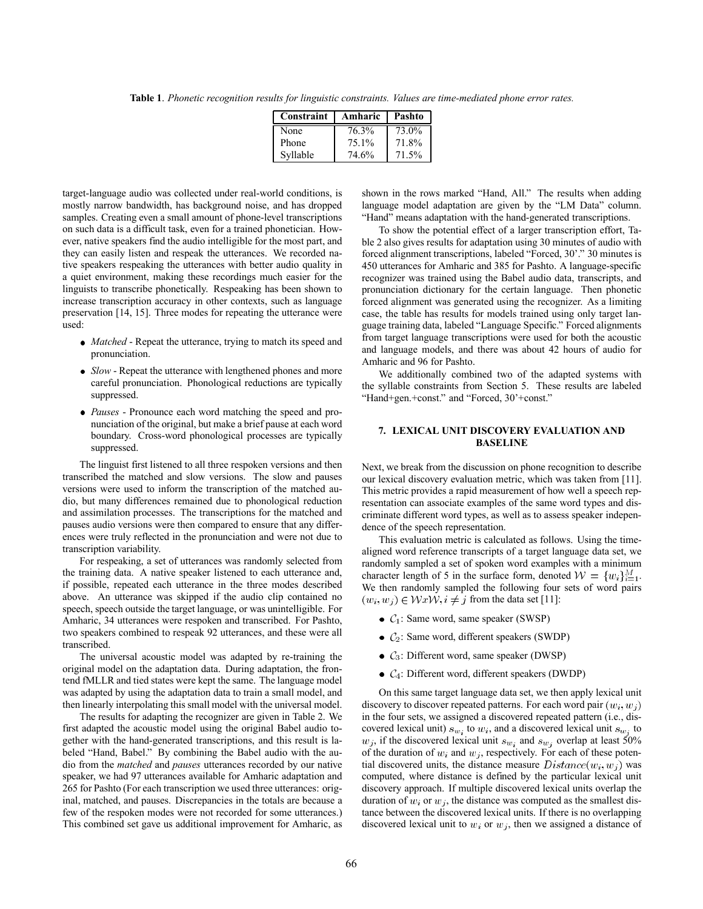**Table 1**. *Phonetic recognition results for linguistic constraints. Values are time-mediated phone error rates.*

| Constraint | Amharic | Pashto |
|---|---|---|
| None | 76.3% | 73.0% |
| Phone | 75.1% | 71.8% |
| Syllable | 74.6% | 71.5% |

target-language audio was collected under real-world conditions, is mostly narrow bandwidth, has background noise, and has dropped samples. Creating even a small amount of phone-level transcriptions on such data is a difficult task, even for a trained phonetician. However, native speakers find the audio intelligible for the most part, and they can easily listen and respeak the utterances. We recorded native speakers respeaking the utterances with better audio quality in a quiet environment, making these recordings much easier for the linguists to transcribe phonetically. Respeaking has been shown to increase transcription accuracy in other contexts, such as language preservation [14, 15]. Three modes for repeating the utterance were used:

- *Matched* - Repeat the utterance, trying to match its speed and pronunciation.
- *Slow* - Repeat the utterance with lengthened phones and more careful pronunciation. Phonological reductions are typically suppressed.
- *Pauses* - Pronounce each word matching the speed and pronunciation of the original, but make a brief pause at each word boundary. Cross-word phonological processes are typically suppressed.

The linguist first listened to all three respoken versions and then transcribed the matched and slow versions. The slow and pauses versions were used to inform the transcription of the matched audio, but many differences remained due to phonological reduction and assimilation processes. The transcriptions for the matched and pauses audio versions were then compared to ensure that any differences were truly reflected in the pronunciation and were not due to transcription variability.

For respeaking, a set of utterances was randomly selected from the training data. A native speaker listened to each utterance and, if possible, repeated each utterance in the three modes described above. An utterance was skipped if the audio clip contained no speech, speech outside the target language, or was unintelligible. For Amharic, 34 utterances were respoken and transcribed. For Pashto, two speakers combined to respeak 92 utterances, and these were all transcribed.

The universal acoustic model was adapted by re-training the original model on the adaptation data. During adaptation, the front-tend fMLLR and tied states were kept the same. The language model was adapted by using the adaptation data to train a small model, and then linearly interpolating this small model with the universal model.

The results for adapting the recognizer are given in Table 2. We first adapted the acoustic model using the original Babel audio together with the hand-generated transcriptions, and this result is labeled "Hand, Babel." By combining the Babel audio with the audio from the *matched* and *pauses* utterances recorded by our native speaker, we had 97 utterances available for Amharic adaptation and 265 for Pashto (For each transcription we used three utterances: original, matched, and pauses. Discrepancies in the totals are because a few of the respoken modes were not recorded for some utterances.) This combined set gave us additional improvement for Amharic, as shown in the rows marked "Hand, All." The results when adding language model adaptation are given by the "LM Data" column. "Hand" means adaptation with the hand-generated transcriptions.

To show the potential effect of a larger transcription effort, Table 2 also gives results for adaptation using 30 minutes of audio with forced alignment transcriptions, labeled "Forced, 30'." 30 minutes is 450 utterances for Amharic and 385 for Pashto. A language-specific recognizer was trained using the Babel audio data, transcripts, and pronunciation dictionary for the certain language. Then phonetic forced alignment was generated using the recognizer. As a limiting case, the table has results for models trained using only target language training data, labeled "Language Specific." Forced alignments from target language transcriptions were used for both the acoustic and language models, and there was about 42 hours of audio for Amharic and 96 for Pashto.

We additionally combined two of the adapted systems with the syllable constraints from Section 5. These results are labeled "Hand+gen.+const." and "Forced, 30'+const."

## 7. LEXICAL UNIT DISCOVERY EVALUATION AND BASELINE

Next, we break from the discussion on phone recognition to describe our lexical discovery evaluation metric, which was taken from [11]. This metric provides a rapid measurement of how well a speech representation can associate examples of the same word types and discriminate different word types, as well as to assess speaker independence of the speech representation.

This evaluation metric is calculated as follows. Using the time-aligned word reference transcripts of a target language data set, we randomly sampled a set of spoken word examples with a minimum character length of 5 in the surface form, denoted $\mathcal{W} = \{w_i\}_{i=1}^{M}$. We then randomly sampled the following four sets of word pairs $(w_i, w_j) \in \mathcal{W}x\mathcal{W}, i \neq j$ from the data set [11]:

- $\mathcal{C}_1$: Same word, same speaker (SWSP)
- $\mathcal{C}_2$: Same word, different speakers (SWDP)
- $\mathcal{C}_3$: Different word, same speaker (DWSP)
- $\mathcal{C}_4$: Different word, different speakers (DWDP)

On this same target language data set, we then apply lexical unit discovery to discover repeated patterns. For each word pair $(w_i, w_j)$ in the four sets, we assigned a discovered repeated pattern (i.e., discovered lexical unit) $s_{w_i}$ to $w_i$, and a discovered lexical unit $s_{w_j}$ to $w_j$, if the discovered lexical unit $s_{w_i}$ and $s_{w_j}$ overlap at least 50% of the duration of $w_i$ and $w_j$, respectively. For each of these potential discovered units, the distance measure $Distance(w_i, w_j)$ was computed, where distance is defined by the particular lexical unit discovery approach. If multiple discovered lexical units overlap the duration of $w_i$ or $w_j$, the distance was computed as the smallest distance between the discovered lexical units. If there is no overlapping discovered lexical unit to $w_i$ or $w_j$, then we assigned a distance of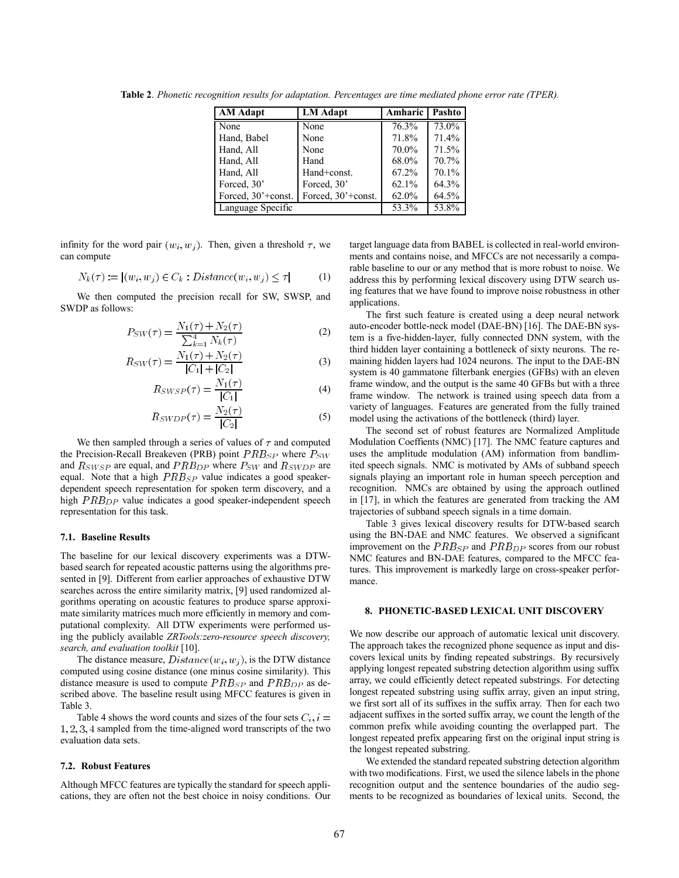**Table 2**. *Phonetic recognition results for adaptation. Percentages are time mediated phone error rate (TPER).*

| AM Adapt | LM Adapt | Amharic | Pashto |
|---|---|---|---|
| None | None | 76.3% | 73.0% |
| Hand, Babel | None | 71.8% | 71.4% |
| Hand, All | None | 70.0% | 71.5% |
| Hand, All | Hand | 68.0% | 70.7% |
| Hand, All | Hand+const. | 67.2% | 70.1% |
| Forced, 30' | Forced, 30' | 62.1% | 64.3% |
| Forced, 30'+const. | Forced, 30'+const. | 62.0% | 64.5% |
| Language Specific | | 53.3% | 53.8% |

infinity for the word pair $(w_i, w_j)$. Then, given a threshold $\tau$, we can compute

$$N_k(\tau) := |(w_i, w_j) \in C_k : Distance(w_i, w_j) \le \tau| \tag{1}$$

We then computed the precision recall for SW, SWSP, and SWDP as follows:

$$P_{SW}(\tau) = \frac{N_1(\tau) + N_2(\tau)}{\sum_{k=1}^{4} N_k(\tau)} \tag{2}$$

$$R_{SW}(\tau) = \frac{N_1(\tau) + N_2(\tau)}{|C_1| + |C_2|} \tag{3}$$

$$R_{SWSP}(\tau) = \frac{N_1(\tau)}{|C_1|} \tag{4}$$

$$R_{SWDP}(\tau) = \frac{N_2(\tau)}{|C_2|} \tag{5}$$

We then sampled through a series of values of $\tau$ and computed the Precision-Recall Breakeven (PRB) point $PRB_{SP}$ where $P_{SW}$ and $R_{SWSP}$ are equal, and $PRB_{DP}$ where $P_{SW}$ and $R_{SWDP}$ are equal. Note that a high $PRB_{SP}$ value indicates a good speaker-dependent speech representation for spoken term discovery, and a high $PRB_{DP}$ value indicates a good speaker-independent speech representation for this task.

### 7.1. Baseline Results

The baseline for our lexical discovery experiments was a DTW-based search for repeated acoustic patterns using the algorithms presented in [9]. Different from earlier approaches of exhaustive DTW searches across the entire similarity matrix, [9] used randomized algorithms operating on acoustic features to produce sparse approximate similarity matrices much more efficiently in memory and computational complexity. All DTW experiments were performed using the publicly available *ZRTools:zero-resource speech discovery, search, and evaluation toolkit* [10].

The distance measure, $Distance(w_i, w_j)$, is the DTW distance computed using cosine distance (one minus cosine similarity). This distance measure is used to compute $PRB_{SP}$ and $PRB_{DP}$ as described above. The baseline result using MFCC features is given in Table 3.

Table 4 shows the word counts and sizes of the four sets $C_i, i = 1, 2, 3, 4$ sampled from the time-aligned word transcripts of the two evaluation data sets.

### 7.2. Robust Features

Although MFCC features are typically the standard for speech applications, they are often not the best choice in noisy conditions. Our target language data from BABEL is collected in real-world environments and contains noise, and MFCCs are not necessarily a comparable baseline to our or any method that is more robust to noise. We address this by performing lexical discovery using DTW search using features that we have found to improve noise robustness in other applications.

The first such feature is created using a deep neural network auto-encoder bottle-neck model (DAE-BN) [16]. The DAE-BN system is a five-hidden-layer, fully connected DNN system, with the third hidden layer containing a bottleneck of sixty neurons. The remaining hidden layers had 1024 neurons. The input to the DAE-BN system is 40 gammatone filterbank energies (GFBs) with an eleven frame window, and the output is the same 40 GFBs but with a three frame window. The network is trained using speech data from a variety of languages. Features are generated from the fully trained model using the activations of the bottleneck (third) layer.

The second set of robust features are Normalized Amplitude Modulation Coeffients (NMC) [17]. The NMC feature captures and uses the amplitude modulation (AM) information from bandlimited speech signals. NMC is motivated by AMs of subband speech signals playing an important role in human speech perception and recognition. NMCs are obtained by using the approach outlined in [17], in which the features are generated from tracking the AM trajectories of subband speech signals in a time domain.

Table 3 gives lexical discovery results for DTW-based search using the BN-DAE and NMC features. We observed a significant improvement on the $PRB_{SP}$ and $PRB_{DP}$ scores from our robust NMC features and BN-DAE features, compared to the MFCC features. This improvement is markedly large on cross-speaker performance.

## 8. PHONETIC-BASED LEXICAL UNIT DISCOVERY

We now describe our approach of automatic lexical unit discovery. The approach takes the recognized phone sequence as input and discovers lexical units by finding repeated substrings. By recursively applying longest repeated substring detection algorithm using suffix array, we could efficiently detect repeated substrings. For detecting longest repeated substring using suffix array, given an input string, we first sort all of its suffixes in the suffix array. Then for each two adjacent suffixes in the sorted suffix array, we count the length of the common prefix while avoiding counting the overlapped part. The longest repeated prefix appearing first on the original input string is the longest repeated substring.

We extended the standard repeated substring detection algorithm with two modifications. First, we used the silence labels in the phone recognition output and the sentence boundaries of the audio segments to be recognized as boundaries of lexical units. Second, the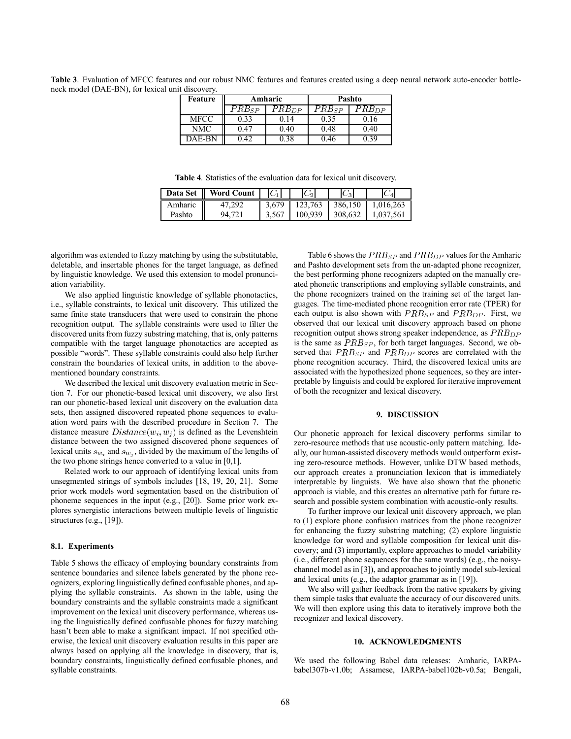**Table 3**. Evaluation of MFCC features and our robust NMC features and features created using a deep neural network auto-encoder bottleneck model (DAE-BN), for lexical unit discovery.

| Feature | Amharic | | Pashto | |
|---|---|---|---|---|
| | $PRB_{SP}$ | $PRB_{DP}$ | $PRB_{SP}$ | $PRB_{DP}$ |
| MFCC | 0.33 | 0.14 | 0.35 | 0.16 |
| NMC | 0.47 | 0.40 | 0.48 | 0.40 |
| DAE-BN | 0.42 | 0.38 | 0.46 | 0.39 |

**Table 4**. Statistics of the evaluation data for lexical unit discovery.

| Data Set | Word Count | $\|C_1\|$ | $\|C_2\|$ | $\|C_3\|$ | $\|C_4\|$ |
|---|---|---|---|---|---|
| Amharic | 47,292 | 3,679 | 123,763 | 386,150 | 1,016,263 |
| Pashto | 94,721 | 3,567 | 100,939 | 308,632 | 1,037,561 |

algorithm was extended to fuzzy matching by using the substitutable, deletable, and insertable phones for the target language, as defined by linguistic knowledge. We used this extension to model pronunciation variability.

We also applied linguistic knowledge of syllable phonotactics, i.e., syllable constraints, to lexical unit discovery. This utilized the same finite state transducers that were used to constrain the phone recognition output. The syllable constraints were used to filter the discovered units from fuzzy substring matching, that is, only patterns compatible with the target language phonotactics are accepted as possible "words". These syllable constraints could also help further constrain the boundaries of lexical units, in addition to the above-mentioned boundary constraints.

We described the lexical unit discovery evaluation metric in Section 7. For our phonetic-based lexical unit discovery, we also first ran our phonetic-based lexical unit discovery on the evaluation data sets, then assigned discovered repeated phone sequences to evaluation word pairs with the described procedure in Section 7. The distance measure $Distance(w_i, w_j)$ is defined as the Levenshtein distance between the two assigned discovered phone sequences of lexical units $s_{w_i}$ and $s_{w_j}$, divided by the maximum of the lengths of the two phone strings hence converted to a value in [0,1].

Related work to our approach of identifying lexical units from unsegmented strings of symbols includes [18, 19, 20, 21]. Some prior work models word segmentation based on the distribution of phoneme sequences in the input (e.g., [20]). Some prior work explores synergistic interactions between multiple levels of linguistic structures (e.g., [19]).

### 8.1. Experiments

Table 5 shows the efficacy of employing boundary constraints from sentence boundaries and silence labels generated by the phone recognizers, exploring linguistically defined confusable phones, and applying the syllable constraints. As shown in the table, using the boundary constraints and the syllable constraints made a significant improvement on the lexical unit discovery performance, whereas using the linguistically defined confusable phones for fuzzy matching hasn't been able to make a significant impact. If not specified otherwise, the lexical unit discovery evaluation results in this paper are always based on applying all the knowledge in discovery, that is, boundary constraints, linguistically defined confusable phones, and syllable constraints.

Table 6 shows the $PRB_{SP}$ and $PRB_{DP}$ values for the Amharic and Pashto development sets from the un-adapted phone recognizer, the best performing phone recognizers adapted on the manually created phonetic transcriptions and employing syllable constraints, and the phone recognizers trained on the training set of the target languages. The time-mediated phone recognition error rate (TPER) for each output is also shown with $PRB_{SP}$ and $PRB_{DP}$. First, we observed that our lexical unit discovery approach based on phone recognition output shows strong speaker independence, as $PRB_{DP}$ is the same as $PRB_{SP}$, for both target languages. Second, we observed that $PRB_{SP}$ and $PRB_{DP}$ scores are correlated with the phone recognition accuracy. Third, the discovered lexical units are associated with the hypothesized phone sequences, so they are interpretable by linguists and could be explored for iterative improvement of both the recognizer and lexical discovery.

## 9. DISCUSSION

Our phonetic approach for lexical discovery performs similar to zero-resource methods that use acoustic-only pattern matching. Ideally, our human-assisted discovery methods would outperform existing zero-resource methods. However, unlike DTW based methods, our approach creates a pronunciation lexicon that is immediately interpretable by linguists. We have also shown that the phonetic approach is viable, and this creates an alternative path for future research and possible system combination with acoustic-only results.

To further improve our lexical unit discovery approach, we plan to (1) explore phone confusion matrices from the phone recognizer for enhancing the fuzzy substring matching; (2) explore linguistic knowledge for word and syllable composition for lexical unit discovery; and (3) importantly, explore approaches to model variability (i.e., different phone sequences for the same words) (e.g., the noisy-channel model as in [3]), and approaches to jointly model sub-lexical and lexical units (e.g., the adaptor grammar as in [19]).

We also will gather feedback from the native speakers by giving them simple tasks that evaluate the accuracy of our discovered units. We will then explore using this data to iteratively improve both the recognizer and lexical discovery.

## 10. ACKNOWLEDGMENTS

We used the following Babel data releases: Amharic, IARPA-babel307b-v1.0b; Assamese, IARPA-babel102b-v0.5a; Bengali,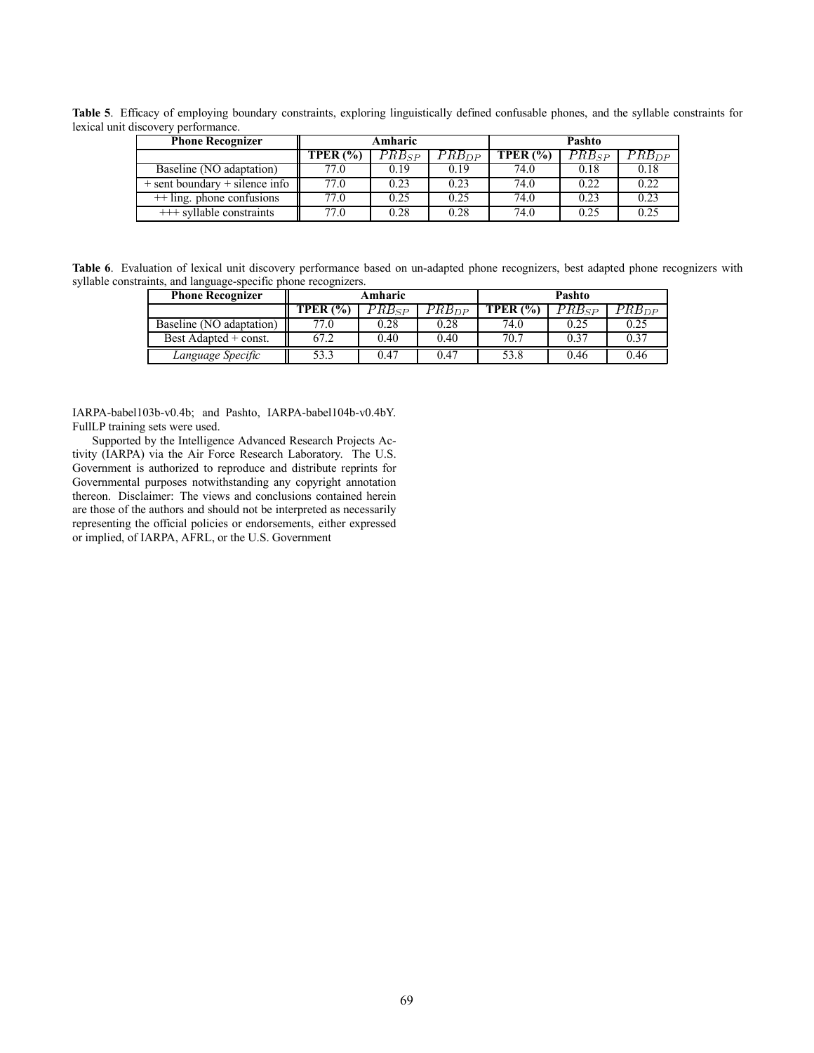**Table 5**. Efficacy of employing boundary constraints, exploring linguistically defined confusable phones, and the syllable constraints for lexical unit discovery performance.

| Phone Recognizer | Amharic | | | Pashto | | |
|---|---|---|---|---|---|---|
| | TPER (%) | $PRB_{SP}$ | $PRB_{DP}$ | TPER (%) | $PRB_{SP}$ | $PRB_{DP}$ |
| Baseline (NO adaptation) | 77.0 | 0.19 | 0.19 | 74.0 | 0.18 | 0.18 |
| + sent boundary + silence info | 77.0 | 0.23 | 0.23 | 74.0 | 0.22 | 0.22 |
| ++ ling. phone confusions | 77.0 | 0.25 | 0.25 | 74.0 | 0.23 | 0.23 |
| +++ syllable constraints | 77.0 | 0.28 | 0.28 | 74.0 | 0.25 | 0.25 |

**Table 6**. Evaluation of lexical unit discovery performance based on un-adapted phone recognizers, best adapted phone recognizers with syllable constraints, and language-specific phone recognizers.

| Phone Recognizer | Amharic | | | Pashto | | |
|---|---|---|---|---|---|---|
| | TPER (%) | $PRB_{SP}$ | $PRB_{DP}$ | TPER (%) | $PRB_{SP}$ | $PRB_{DP}$ |
| Baseline (NO adaptation) | 77.0 | 0.28 | 0.28 | 74.0 | 0.25 | 0.25 |
| Best Adapted + const. | 67.2 | 0.40 | 0.40 | 70.7 | 0.37 | 0.37 |
| *Language Specific* | 53.3 | 0.47 | 0.47 | 53.8 | 0.46 | 0.46 |

IARPA-babel103b-v0.4b; and Pashto, IARPA-babel104b-v0.4bY. FullLP training sets were used.

Supported by the Intelligence Advanced Research Projects Activity (IARPA) via the Air Force Research Laboratory. The U.S. Government is authorized to reproduce and distribute reprints for Governmental purposes notwithstanding any copyright annotation thereon. Disclaimer: The views and conclusions contained herein are those of the authors and should not be interpreted as necessarily representing the official policies or endorsements, either expressed or implied, of IARPA, AFRL, or the U.S. Government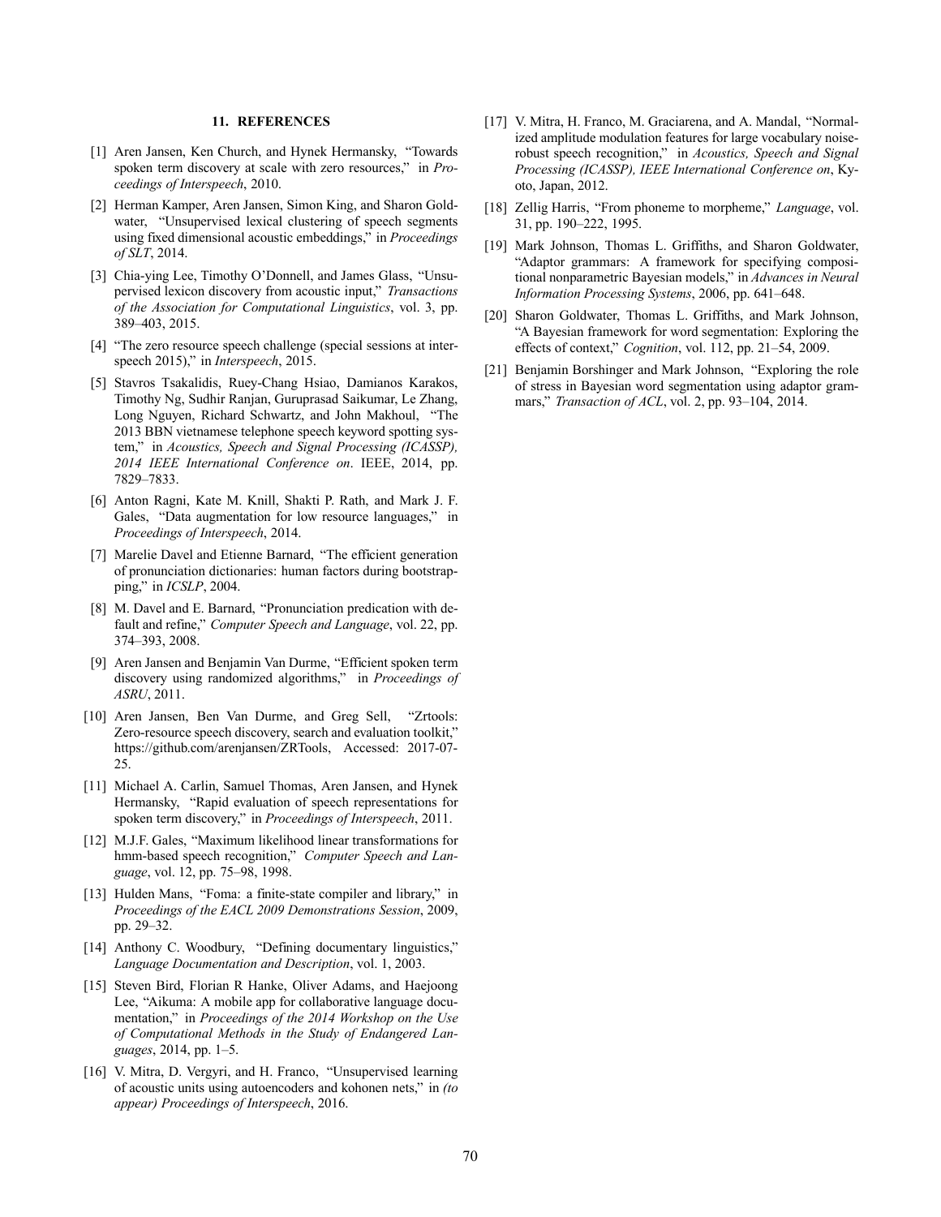## 11. REFERENCES

[1] Aren Jansen, Ken Church, and Hynek Hermansky, "Towards spoken term discovery at scale with zero resources," in *Proceedings of Interspeech*, 2010.

[2] Herman Kamper, Aren Jansen, Simon King, and Sharon Goldwater, "Unsupervised lexical clustering of speech segments using fixed dimensional acoustic embeddings," in *Proceedings of SLT*, 2014.

[3] Chia-ying Lee, Timothy O'Donnell, and James Glass, "Unsupervised lexicon discovery from acoustic input," *Transactions of the Association for Computational Linguistics*, vol. 3, pp. 389–403, 2015.

[4] "The zero resource speech challenge (special sessions at interspeech 2015)," in *Interspeech*, 2015.

[5] Stavros Tsakalidis, Ruey-Chang Hsiao, Damianos Karakos, Timothy Ng, Sudhir Ranjan, Guruprasad Saikumar, Le Zhang, Long Nguyen, Richard Schwartz, and John Makhoul, "The 2013 BBN vietnamese telephone speech keyword spotting system," in *Acoustics, Speech and Signal Processing (ICASSP), 2014 IEEE International Conference on*. IEEE, 2014, pp. 7829–7833.

[6] Anton Ragni, Kate M. Knill, Shakti P. Rath, and Mark J. F. Gales, "Data augmentation for low resource languages," in *Proceedings of Interspeech*, 2014.

[7] Marelie Davel and Etienne Barnard, "The efficient generation of pronunciation dictionaries: human factors during bootstrapping," in *ICSLP*, 2004.

[8] M. Davel and E. Barnard, "Pronunciation predication with default and refine," *Computer Speech and Language*, vol. 22, pp. 374–393, 2008.

[9] Aren Jansen and Benjamin Van Durme, "Efficient spoken term discovery using randomized algorithms," in *Proceedings of ASRU*, 2011.

[10] Aren Jansen, Ben Van Durme, and Greg Sell, "Zrtools: Zero-resource speech discovery, search and evaluation toolkit," https://github.com/arenjansen/ZRTools, Accessed: 2017-07-25.

[11] Michael A. Carlin, Samuel Thomas, Aren Jansen, and Hynek Hermansky, "Rapid evaluation of speech representations for spoken term discovery," in *Proceedings of Interspeech*, 2011.

[12] M.J.F. Gales, "Maximum likelihood linear transformations for hmm-based speech recognition," *Computer Speech and Language*, vol. 12, pp. 75–98, 1998.

[13] Hulden Mans, "Foma: a finite-state compiler and library," in *Proceedings of the EACL 2009 Demonstrations Session*, 2009, pp. 29–32.

[14] Anthony C. Woodbury, "Defining documentary linguistics," *Language Documentation and Description*, vol. 1, 2003.

[15] Steven Bird, Florian R Hanke, Oliver Adams, and Haejoong Lee, "Aikuma: A mobile app for collaborative language documentation," in *Proceedings of the 2014 Workshop on the Use of Computational Methods in the Study of Endangered Languages*, 2014, pp. 1–5.

[16] V. Mitra, D. Vergyri, and H. Franco, "Unsupervised learning of acoustic units using autoencoders and kohonen nets," in *(to appear) Proceedings of Interspeech*, 2016.

[17] V. Mitra, H. Franco, M. Graciarena, and A. Mandal, "Normalized amplitude modulation features for large vocabulary noise-robust speech recognition," in *Acoustics, Speech and Signal Processing (ICASSP), IEEE International Conference on*, Kyoto, Japan, 2012.

[18] Zellig Harris, "From phoneme to morpheme," *Language*, vol. 31, pp. 190–222, 1995.

[19] Mark Johnson, Thomas L. Griffiths, and Sharon Goldwater, "Adaptor grammars: A framework for specifying compositional nonparametric Bayesian models," in *Advances in Neural Information Processing Systems*, 2006, pp. 641–648.

[20] Sharon Goldwater, Thomas L. Griffiths, and Mark Johnson, "A Bayesian framework for word segmentation: Exploring the effects of context," *Cognition*, vol. 112, pp. 21–54, 2009.

[21] Benjamin Borshinger and Mark Johnson, "Exploring the role of stress in Bayesian word segmentation using adaptor grammars," *Transaction of ACL*, vol. 2, pp. 93–104, 2014.